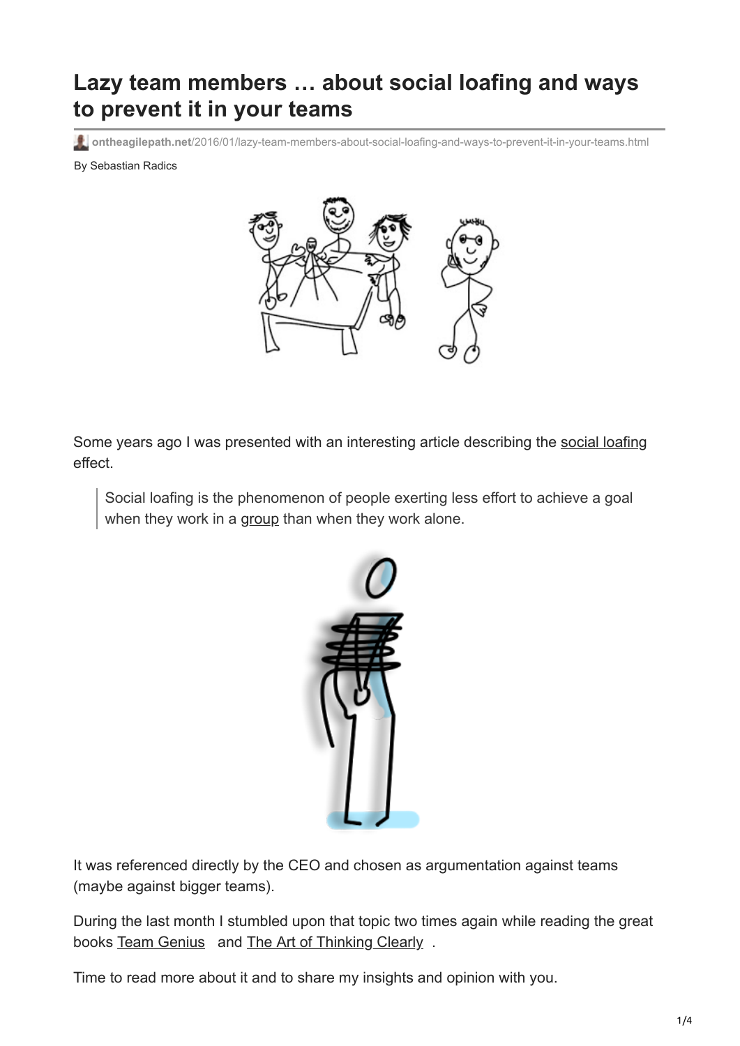# Lazy team members … about social loafing and ways to prevent it in your teams

ontheagilepath.net/2016/01/lazy-team-members-about-social-loafing-and-ways-to-prevent-it-in-your-teams.html

By Sebastian Radics

Some years ago I was presented with an interesting article describing the social loafing effect.

> Social loafing is the phenomenon of people exerting less effort to achieve a goal when they work in a group than when they work alone.

It was referenced directly by the CEO and chosen as argumentation against teams (maybe against bigger teams).

During the last month I stumbled upon that topic two times again while reading the great books Team Genius and The Art of Thinking Clearly .

Time to read more about it and to share my insights and opinion with you.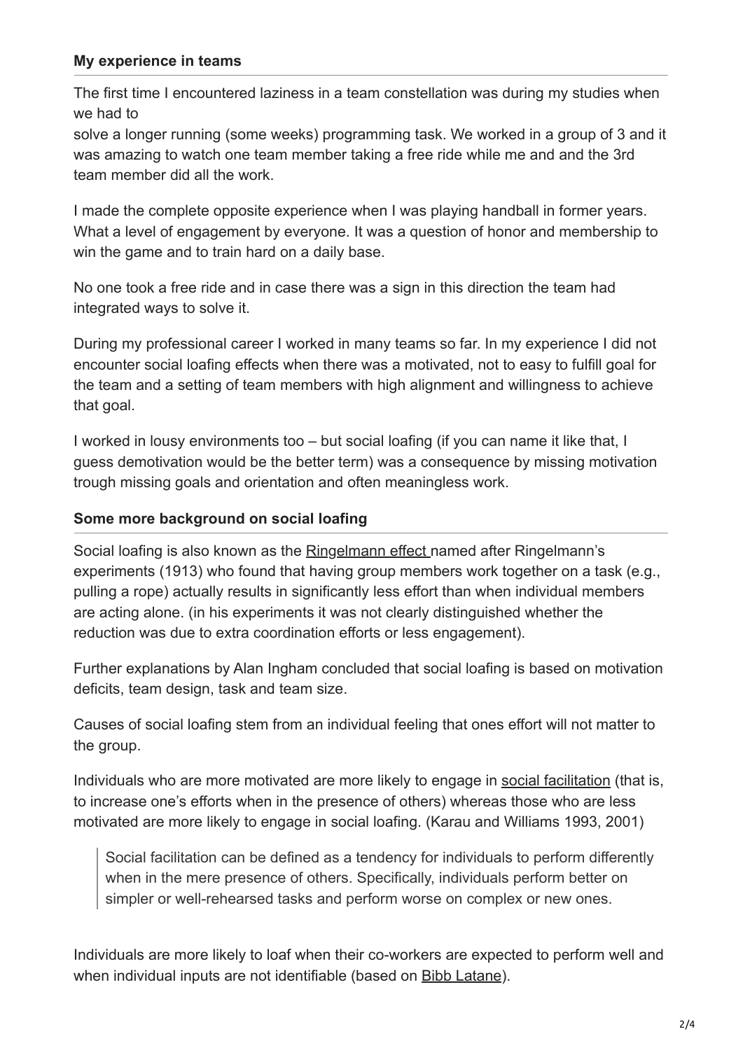**My experience in teams**

The first time I encountered laziness in a team constellation was during my studies when we had to
solve a longer running (some weeks) programming task. We worked in a group of 3 and it was amazing to watch one team member taking a free ride while me and and the 3rd team member did all the work.

I made the complete opposite experience when I was playing handball in former years. What a level of engagement by everyone. It was a question of honor and membership to win the game and to train hard on a daily base.

No one took a free ride and in case there was a sign in this direction the team had integrated ways to solve it.

During my professional career I worked in many teams so far. In my experience I did not encounter social loafing effects when there was a motivated, not to easy to fulfill goal for the team and a setting of team members with high alignment and willingness to achieve that goal.

I worked in lousy environments too – but social loafing (if you can name it like that, I guess demotivation would be the better term) was a consequence by missing motivation trough missing goals and orientation and often meaningless work.

**Some more background on social loafing**

Social loafing is also known as the Ringelmann effect named after Ringelmann's experiments (1913) who found that having group members work together on a task (e.g., pulling a rope) actually results in significantly less effort than when individual members are acting alone. (in his experiments it was not clearly distinguished whether the reduction was due to extra coordination efforts or less engagement).

Further explanations by Alan Ingham concluded that social loafing is based on motivation deficits, team design, task and team size.

Causes of social loafing stem from an individual feeling that ones effort will not matter to the group.

Individuals who are more motivated are more likely to engage in social facilitation (that is, to increase one's efforts when in the presence of others) whereas those who are less motivated are more likely to engage in social loafing. (Karau and Williams 1993, 2001)

> Social facilitation can be defined as a tendency for individuals to perform differently when in the mere presence of others. Specifically, individuals perform better on simpler or well-rehearsed tasks and perform worse on complex or new ones.

Individuals are more likely to loaf when their co-workers are expected to perform well and when individual inputs are not identifiable (based on Bibb Latane).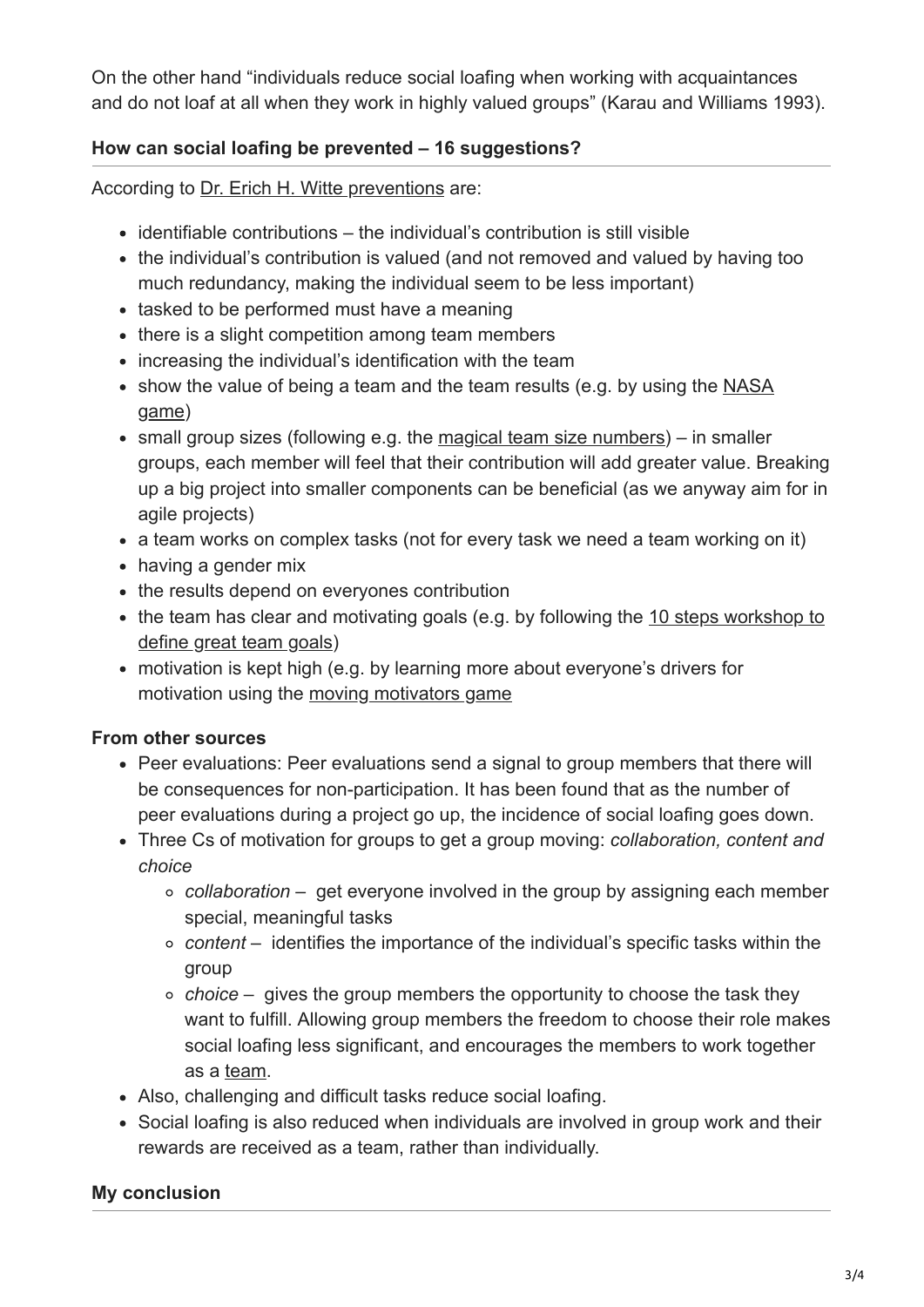On the other hand "individuals reduce social loafing when working with acquaintances and do not loaf at all when they work in highly valued groups" (Karau and Williams 1993).

### How can social loafing be prevented – 16 suggestions?

According to Dr. Erich H. Witte preventions are:

- identifiable contributions – the individual's contribution is still visible
- the individual's contribution is valued (and not removed and valued by having too much redundancy, making the individual seem to be less important)
- tasked to be performed must have a meaning
- there is a slight competition among team members
- increasing the individual's identification with the team
- show the value of being a team and the team results (e.g. by using the NASA game)
- small group sizes (following e.g. the magical team size numbers) – in smaller groups, each member will feel that their contribution will add greater value. Breaking up a big project into smaller components can be beneficial (as we anyway aim for in agile projects)
- a team works on complex tasks (not for every task we need a team working on it)
- having a gender mix
- the results depend on everyones contribution
- the team has clear and motivating goals (e.g. by following the 10 steps workshop to define great team goals)
- motivation is kept high (e.g. by learning more about everyone's drivers for motivation using the moving motivators game

### From other sources

- Peer evaluations: Peer evaluations send a signal to group members that there will be consequences for non-participation. It has been found that as the number of peer evaluations during a project go up, the incidence of social loafing goes down.
- Three Cs of motivation for groups to get a group moving: *collaboration, content and choice*
  - *collaboration* – get everyone involved in the group by assigning each member special, meaningful tasks
  - *content* – identifies the importance of the individual's specific tasks within the group
  - *choice* – gives the group members the opportunity to choose the task they want to fulfill. Allowing group members the freedom to choose their role makes social loafing less significant, and encourages the members to work together as a team.
- Also, challenging and difficult tasks reduce social loafing.
- Social loafing is also reduced when individuals are involved in group work and their rewards are received as a team, rather than individually.

### My conclusion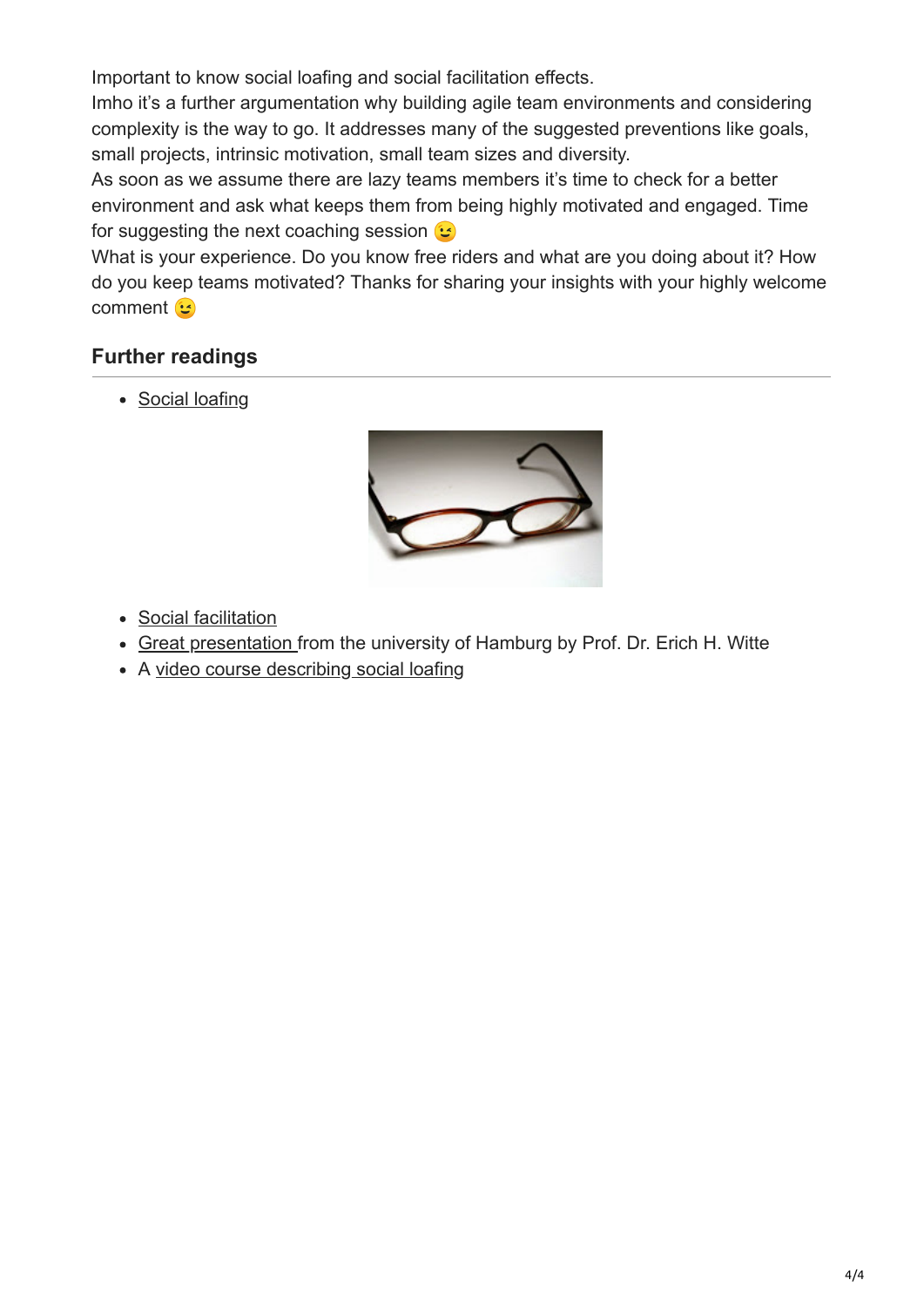Important to know social loafing and social facilitation effects.
Imho it's a further argumentation why building agile team environments and considering complexity is the way to go. It addresses many of the suggested preventions like goals, small projects, intrinsic motivation, small team sizes and diversity.
As soon as we assume there are lazy teams members it's time to check for a better environment and ask what keeps them from being highly motivated and engaged. Time for suggesting the next coaching session 😉
What is your experience. Do you know free riders and what are you doing about it? How do you keep teams motivated? Thanks for sharing your insights with your highly welcome comment 😉

## Further readings

- Social loafing
- Social facilitation
- Great presentation from the university of Hamburg by Prof. Dr. Erich H. Witte
- A video course describing social loafing